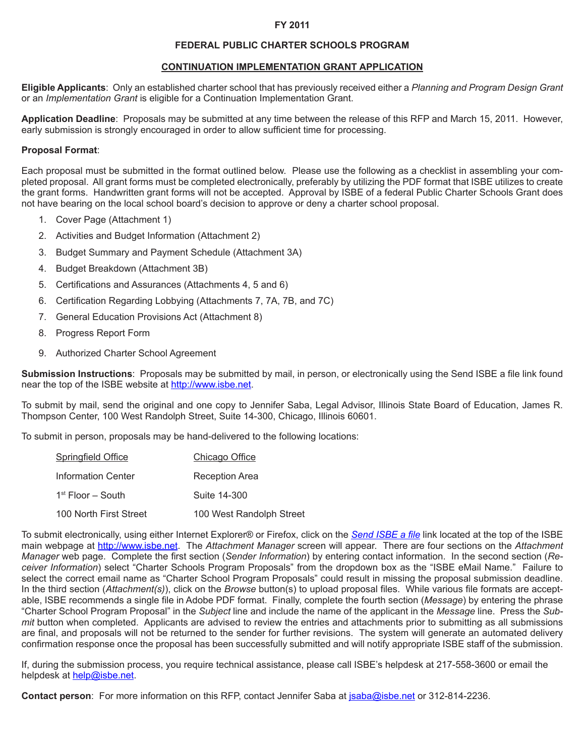**FY 2011**

**FEDERAL PUBLIC CHARTER SCHOOLS PROGRAM**

**CONTINUATION IMPLEMENTATION GRANT APPLICATION**

**Eligible Applicants**: Only an established charter school that has previously received either a *Planning and Program Design Grant* or an *Implementation Grant* is eligible for a Continuation Implementation Grant.

**Application Deadline**: Proposals may be submitted at any time between the release of this RFP and March 15, 2011. However, early submission is strongly encouraged in order to allow sufficient time for processing.

**Proposal Format**:

Each proposal must be submitted in the format outlined below. Please use the following as a checklist in assembling your completed proposal. All grant forms must be completed electronically, preferably by utilizing the PDF format that ISBE utilizes to create the grant forms. Handwritten grant forms will not be accepted. Approval by ISBE of a federal Public Charter Schools Grant does not have bearing on the local school board's decision to approve or deny a charter school proposal.

1. Cover Page (Attachment 1)
2. Activities and Budget Information (Attachment 2)
3. Budget Summary and Payment Schedule (Attachment 3A)
4. Budget Breakdown (Attachment 3B)
5. Certifications and Assurances (Attachments 4, 5 and 6)
6. Certification Regarding Lobbying (Attachments 7, 7A, 7B, and 7C)
7. General Education Provisions Act (Attachment 8)
8. Progress Report Form
9. Authorized Charter School Agreement

**Submission Instructions**: Proposals may be submitted by mail, in person, or electronically using the Send ISBE a file link found near the top of the ISBE website at http://www.isbe.net.

To submit by mail, send the original and one copy to Jennifer Saba, Legal Advisor, Illinois State Board of Education, James R. Thompson Center, 100 West Randolph Street, Suite 14-300, Chicago, Illinois 60601.

To submit in person, proposals may be hand-delivered to the following locations:

| Springfield Office | Chicago Office |
|---|---|
| Information Center | Reception Area |
| 1st Floor – South | Suite 14-300 |
| 100 North First Street | 100 West Randolph Street |

To submit electronically, using either Internet Explorer® or Firefox, click on the *Send ISBE a file* link located at the top of the ISBE main webpage at http://www.isbe.net. The *Attachment Manager* screen will appear. There are four sections on the *Attachment Manager* web page. Complete the first section (*Sender Information*) by entering contact information. In the second section (*Receiver Information*) select "Charter Schools Program Proposals" from the dropdown box as the "ISBE eMail Name." Failure to select the correct email name as "Charter School Program Proposals" could result in missing the proposal submission deadline. In the third section (*Attachment(s)*), click on the *Browse* button(s) to upload proposal files. While various file formats are acceptable, ISBE recommends a single file in Adobe PDF format. Finally, complete the fourth section (*Message*) by entering the phrase "Charter School Program Proposal" in the *Subject* line and include the name of the applicant in the *Message* line. Press the *Submit* button when completed. Applicants are advised to review the entries and attachments prior to submitting as all submissions are final, and proposals will not be returned to the sender for further revisions. The system will generate an automated delivery confirmation response once the proposal has been successfully submitted and will notify appropriate ISBE staff of the submission.

If, during the submission process, you require technical assistance, please call ISBE's helpdesk at 217-558-3600 or email the helpdesk at help@isbe.net.

**Contact person**: For more information on this RFP, contact Jennifer Saba at jsaba@isbe.net or 312-814-2236.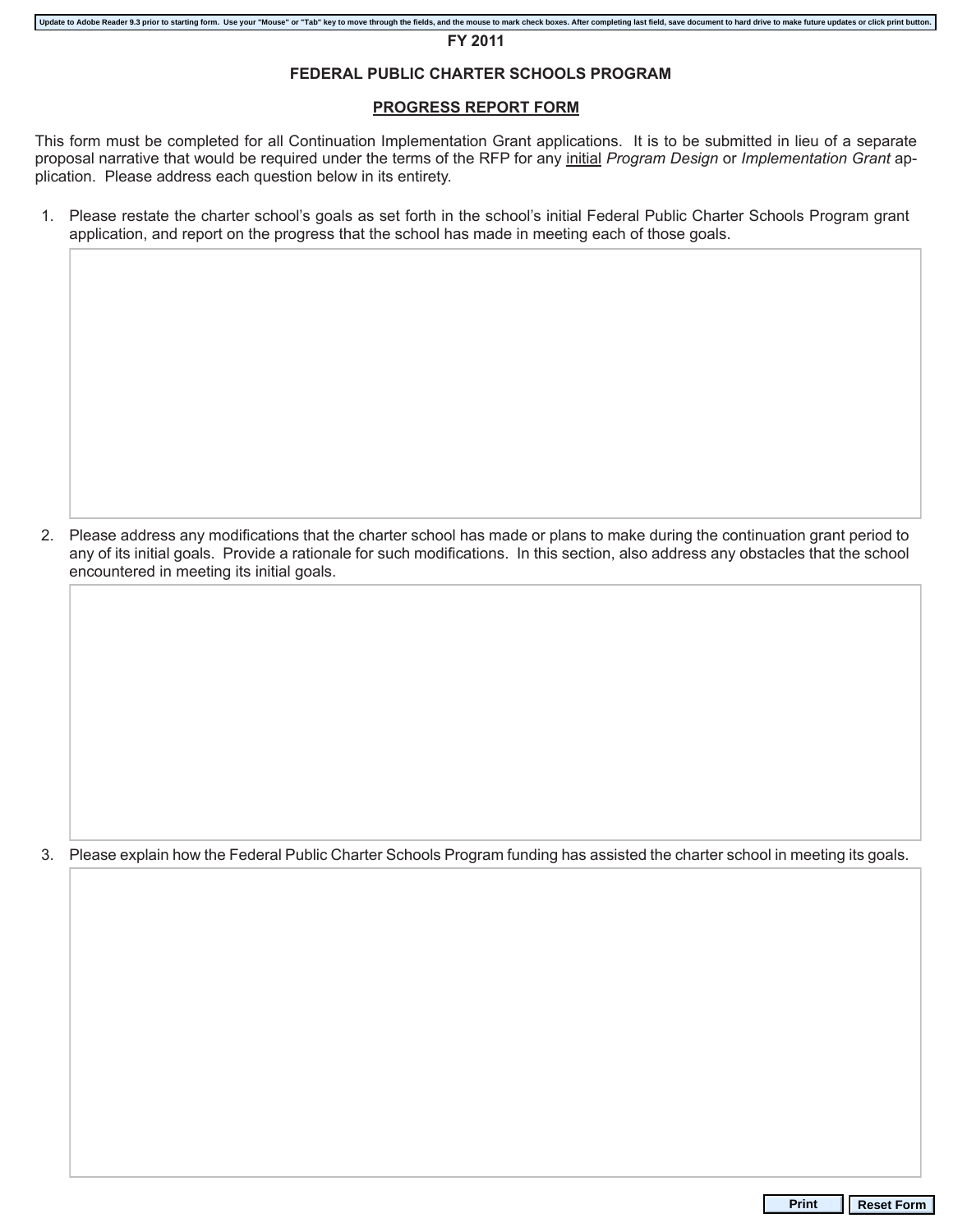Update to Adobe Reader 9.3 prior to starting form. Use your "Mouse" or "Tab" key to move through the fields, and the mouse to mark check boxes. After completing last field, save document to hard drive to make future updates or click print button.

**FY 2011**

## FEDERAL PUBLIC CHARTER SCHOOLS PROGRAM

## PROGRESS REPORT FORM

This form must be completed for all Continuation Implementation Grant applications. It is to be submitted in lieu of a separate proposal narrative that would be required under the terms of the RFP for any initial *Program Design* or *Implementation Grant* application. Please address each question below in its entirety.

1. Please restate the charter school's goals as set forth in the school's initial Federal Public Charter Schools Program grant application, and report on the progress that the school has made in meeting each of those goals.

2. Please address any modifications that the charter school has made or plans to make during the continuation grant period to any of its initial goals. Provide a rationale for such modifications. In this section, also address any obstacles that the school encountered in meeting its initial goals.

3. Please explain how the Federal Public Charter Schools Program funding has assisted the charter school in meeting its goals.

Print | Reset Form